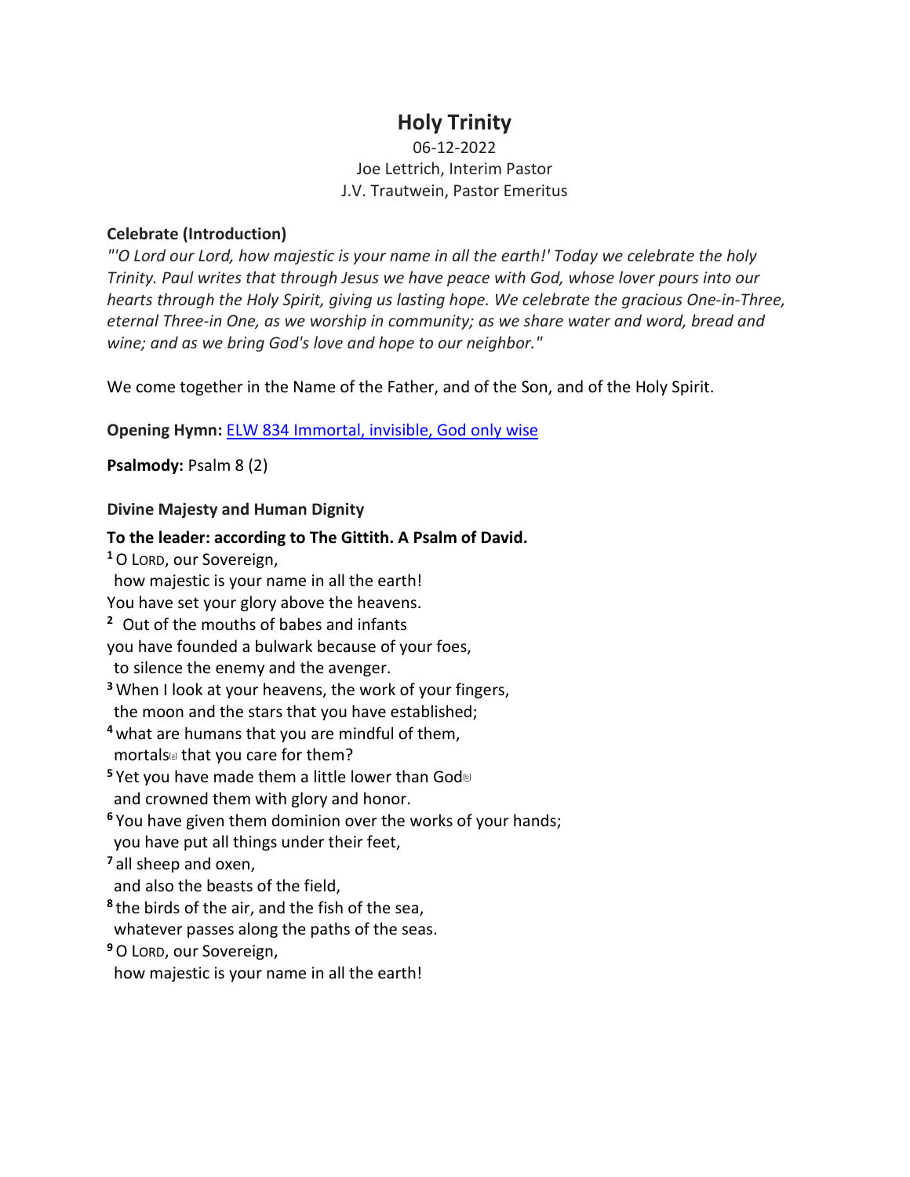# Holy Trinity

06-12-2022
Joe Lettrich, Interim Pastor
J.V. Trautwein, Pastor Emeritus

**Celebrate (Introduction)**

*"'O Lord our Lord, how majestic is your name in all the earth!' Today we celebrate the holy Trinity. Paul writes that through Jesus we have peace with God, whose lover pours into our hearts through the Holy Spirit, giving us lasting hope. We celebrate the gracious One-in-Three, eternal Three-in One, as we worship in community; as we share water and word, bread and wine; and as we bring God's love and hope to our neighbor."*

We come together in the Name of the Father, and of the Son, and of the Holy Spirit.

**Opening Hymn:** ELW 834 Immortal, invisible, God only wise

**Psalmody:** Psalm 8 (2)

**Divine Majesty and Human Dignity**

**To the leader: according to The Gittith. A Psalm of David.**

[1] O LORD, our Sovereign,
how majestic is your name in all the earth!
You have set your glory above the heavens.
[2] Out of the mouths of babes and infants
you have founded a bulwark because of your foes,
to silence the enemy and the avenger.
[3] When I look at your heavens, the work of your fingers,
the moon and the stars that you have established;
[4] what are humans that you are mindful of them,
mortals[a] that you care for them?
[5] Yet you have made them a little lower than God[b]
and crowned them with glory and honor.
[6] You have given them dominion over the works of your hands;
you have put all things under their feet,
[7] all sheep and oxen,
and also the beasts of the field,
[8] the birds of the air, and the fish of the sea,
whatever passes along the paths of the seas.
[9] O LORD, our Sovereign,
how majestic is your name in all the earth!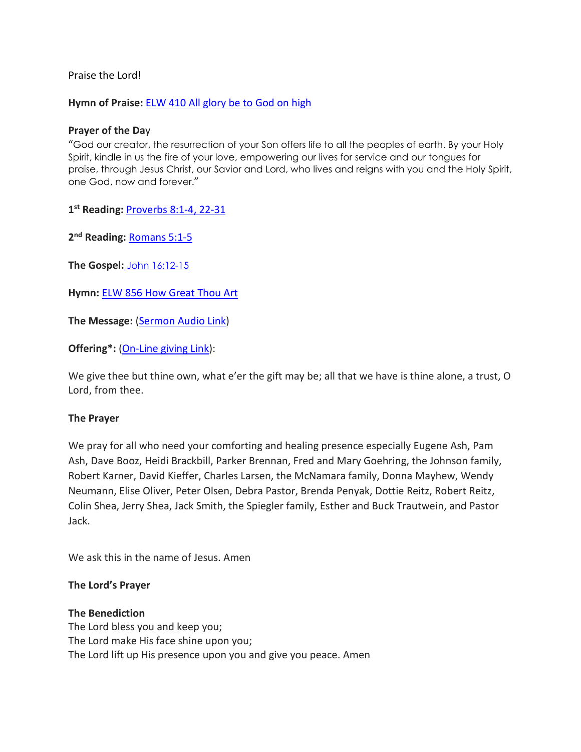Praise the Lord!

**Hymn of Praise:** ELW 410 All glory be to God on high

**Prayer of the Day**
"God our creator, the resurrection of your Son offers life to all the peoples of earth. By your Holy Spirit, kindle in us the fire of your love, empowering our lives for service and our tongues for praise, through Jesus Christ, our Savior and Lord, who lives and reigns with you and the Holy Spirit, one God, now and forever."

**1st Reading:** Proverbs 8:1-4, 22-31

**2nd Reading:** Romans 5:1-5

**The Gospel:** John 16:12-15

**Hymn:** ELW 856 How Great Thou Art

**The Message:** (Sermon Audio Link)

**Offering*:** (On-Line giving Link):

We give thee but thine own, what e'er the gift may be; all that we have is thine alone, a trust, O Lord, from thee.

**The Prayer**

We pray for all who need your comforting and healing presence especially Eugene Ash, Pam Ash, Dave Booz, Heidi Brackbill, Parker Brennan, Fred and Mary Goehring, the Johnson family, Robert Karner, David Kieffer, Charles Larsen, the McNamara family, Donna Mayhew, Wendy Neumann, Elise Oliver, Peter Olsen, Debra Pastor, Brenda Penyak, Dottie Reitz, Robert Reitz, Colin Shea, Jerry Shea, Jack Smith, the Spiegler family, Esther and Buck Trautwein, and Pastor Jack.

We ask this in the name of Jesus. Amen

**The Lord's Prayer**

**The Benediction**
The Lord bless you and keep you;
The Lord make His face shine upon you;
The Lord lift up His presence upon you and give you peace. Amen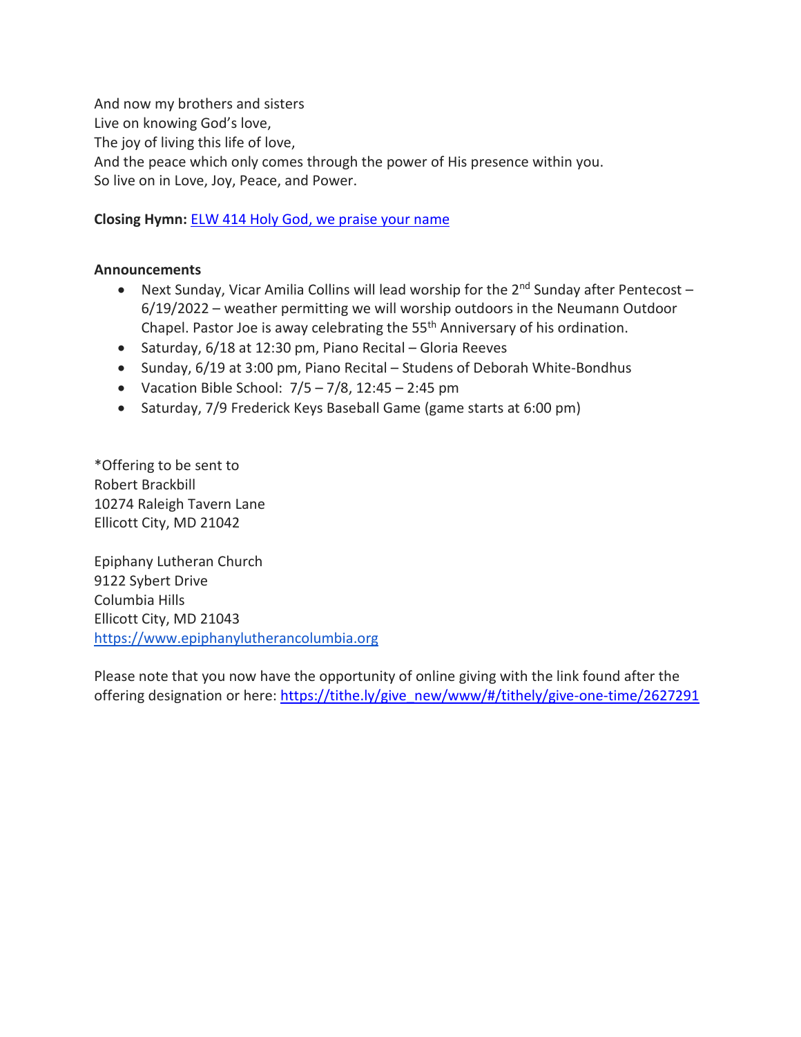And now my brothers and sisters
Live on knowing God's love,
The joy of living this life of love,
And the peace which only comes through the power of His presence within you.
So live on in Love, Joy, Peace, and Power.

**Closing Hymn:** ELW 414 Holy God, we praise your name

**Announcements**

- Next Sunday, Vicar Amilia Collins will lead worship for the 2nd Sunday after Pentecost – 6/19/2022 – weather permitting we will worship outdoors in the Neumann Outdoor Chapel. Pastor Joe is away celebrating the 55th Anniversary of his ordination.
- Saturday, 6/18 at 12:30 pm, Piano Recital – Gloria Reeves
- Sunday, 6/19 at 3:00 pm, Piano Recital – Studens of Deborah White-Bondhus
- Vacation Bible School: 7/5 – 7/8, 12:45 – 2:45 pm
- Saturday, 7/9 Frederick Keys Baseball Game (game starts at 6:00 pm)

*Offering to be sent to
Robert Brackbill
10274 Raleigh Tavern Lane
Ellicott City, MD 21042

Epiphany Lutheran Church
9122 Sybert Drive
Columbia Hills
Ellicott City, MD 21043
https://www.epiphanylutherancolumbia.org

Please note that you now have the opportunity of online giving with the link found after the offering designation or here: https://tithe.ly/give_new/www/#/tithely/give-one-time/2627291